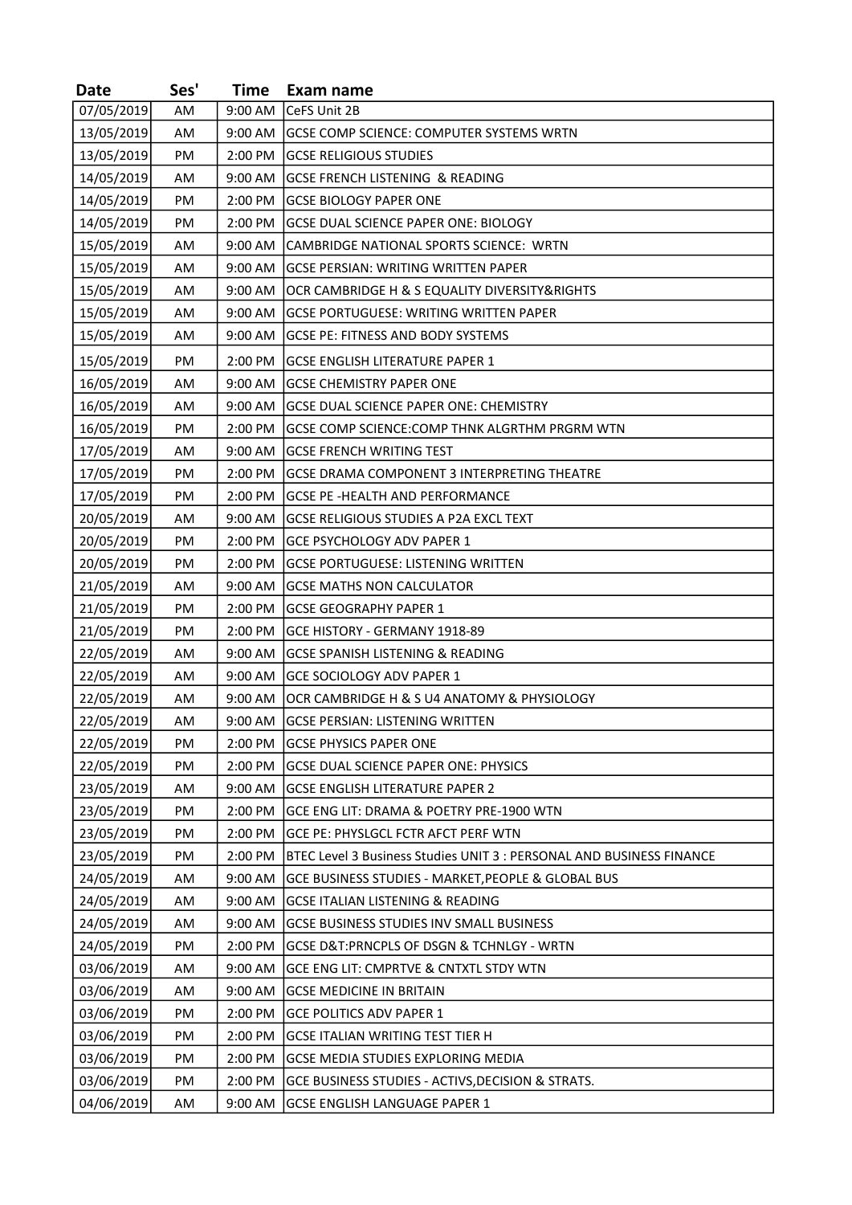| Date | Ses' | Time | Exam name |
|---|---|---|---|
| 07/05/2019 | AM | 9:00 AM | CeFS Unit 2B |
| 13/05/2019 | AM | 9:00 AM | GCSE COMP SCIENCE: COMPUTER SYSTEMS WRTN |
| 13/05/2019 | PM | 2:00 PM | GCSE RELIGIOUS STUDIES |
| 14/05/2019 | AM | 9:00 AM | GCSE FRENCH LISTENING & READING |
| 14/05/2019 | PM | 2:00 PM | GCSE BIOLOGY PAPER ONE |
| 14/05/2019 | PM | 2:00 PM | GCSE DUAL SCIENCE PAPER ONE: BIOLOGY |
| 15/05/2019 | AM | 9:00 AM | CAMBRIDGE NATIONAL SPORTS SCIENCE: WRTN |
| 15/05/2019 | AM | 9:00 AM | GCSE PERSIAN: WRITING WRITTEN PAPER |
| 15/05/2019 | AM | 9:00 AM | OCR CAMBRIDGE H & S EQUALITY DIVERSITY&RIGHTS |
| 15/05/2019 | AM | 9:00 AM | GCSE PORTUGUESE: WRITING WRITTEN PAPER |
| 15/05/2019 | AM | 9:00 AM | GCSE PE: FITNESS AND BODY SYSTEMS |
| 15/05/2019 | PM | 2:00 PM | GCSE ENGLISH LITERATURE PAPER 1 |
| 16/05/2019 | AM | 9:00 AM | GCSE CHEMISTRY PAPER ONE |
| 16/05/2019 | AM | 9:00 AM | GCSE DUAL SCIENCE PAPER ONE: CHEMISTRY |
| 16/05/2019 | PM | 2:00 PM | GCSE COMP SCIENCE:COMP THNK ALGRTHM PRGRM WTN |
| 17/05/2019 | AM | 9:00 AM | GCSE FRENCH WRITING TEST |
| 17/05/2019 | PM | 2:00 PM | GCSE DRAMA COMPONENT 3 INTERPRETING THEATRE |
| 17/05/2019 | PM | 2:00 PM | GCSE PE -HEALTH AND PERFORMANCE |
| 20/05/2019 | AM | 9:00 AM | GCSE RELIGIOUS STUDIES A P2A EXCL TEXT |
| 20/05/2019 | PM | 2:00 PM | GCE PSYCHOLOGY ADV PAPER 1 |
| 20/05/2019 | PM | 2:00 PM | GCSE PORTUGUESE: LISTENING WRITTEN |
| 21/05/2019 | AM | 9:00 AM | GCSE MATHS NON CALCULATOR |
| 21/05/2019 | PM | 2:00 PM | GCSE GEOGRAPHY PAPER 1 |
| 21/05/2019 | PM | 2:00 PM | GCE HISTORY - GERMANY 1918-89 |
| 22/05/2019 | AM | 9:00 AM | GCSE SPANISH LISTENING & READING |
| 22/05/2019 | AM | 9:00 AM | GCE SOCIOLOGY ADV PAPER 1 |
| 22/05/2019 | AM | 9:00 AM | OCR CAMBRIDGE H & S U4 ANATOMY & PHYSIOLOGY |
| 22/05/2019 | AM | 9:00 AM | GCSE PERSIAN: LISTENING WRITTEN |
| 22/05/2019 | PM | 2:00 PM | GCSE PHYSICS PAPER ONE |
| 22/05/2019 | PM | 2:00 PM | GCSE DUAL SCIENCE PAPER ONE: PHYSICS |
| 23/05/2019 | AM | 9:00 AM | GCSE ENGLISH LITERATURE PAPER 2 |
| 23/05/2019 | PM | 2:00 PM | GCE ENG LIT: DRAMA & POETRY PRE-1900 WTN |
| 23/05/2019 | PM | 2:00 PM | GCE PE: PHYSLGCL FCTR AFCT PERF WTN |
| 23/05/2019 | PM | 2:00 PM | BTEC Level 3 Business Studies UNIT 3 : PERSONAL AND BUSINESS FINANCE |
| 24/05/2019 | AM | 9:00 AM | GCE BUSINESS STUDIES - MARKET,PEOPLE & GLOBAL BUS |
| 24/05/2019 | AM | 9:00 AM | GCSE ITALIAN LISTENING & READING |
| 24/05/2019 | AM | 9:00 AM | GCSE BUSINESS STUDIES INV SMALL BUSINESS |
| 24/05/2019 | PM | 2:00 PM | GCSE D&T:PRNCPLS OF DSGN & TCHNLGY - WRTN |
| 03/06/2019 | AM | 9:00 AM | GCE ENG LIT: CMPRTVE & CNTXTL STDY WTN |
| 03/06/2019 | AM | 9:00 AM | GCSE MEDICINE IN BRITAIN |
| 03/06/2019 | PM | 2:00 PM | GCE POLITICS ADV PAPER 1 |
| 03/06/2019 | PM | 2:00 PM | GCSE ITALIAN WRITING TEST TIER H |
| 03/06/2019 | PM | 2:00 PM | GCSE MEDIA STUDIES EXPLORING MEDIA |
| 03/06/2019 | PM | 2:00 PM | GCE BUSINESS STUDIES - ACTIVS,DECISION & STRATS. |
| 04/06/2019 | AM | 9:00 AM | GCSE ENGLISH LANGUAGE PAPER 1 |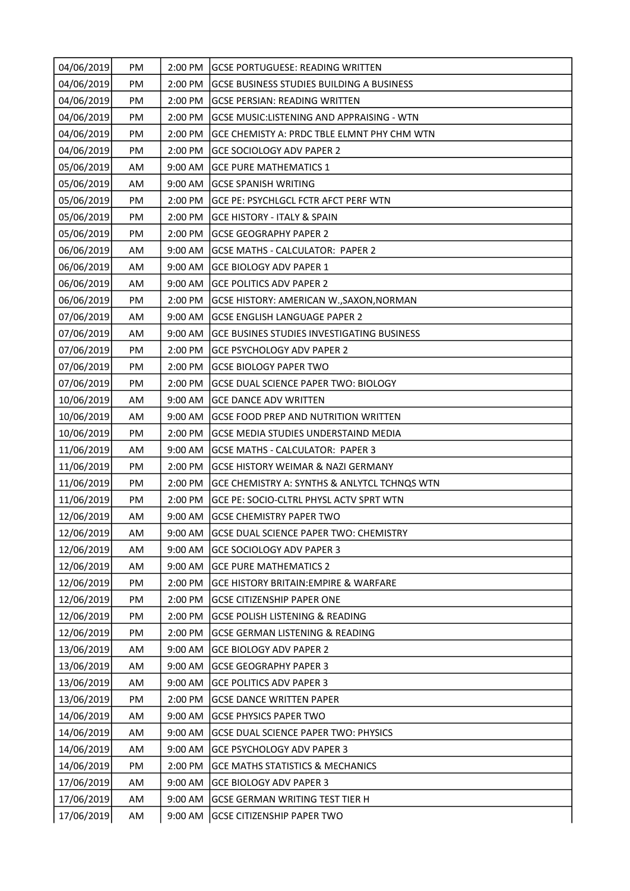| 04/06/2019 | PM | 2:00 PM | GCSE PORTUGUESE: READING WRITTEN |
|---|---|---|---|
| 04/06/2019 | PM | 2:00 PM | GCSE BUSINESS STUDIES BUILDING A BUSINESS |
| 04/06/2019 | PM | 2:00 PM | GCSE PERSIAN: READING WRITTEN |
| 04/06/2019 | PM | 2:00 PM | GCSE MUSIC:LISTENING AND APPRAISING - WTN |
| 04/06/2019 | PM | 2:00 PM | GCE CHEMISTY A: PRDC TBLE ELMNT PHY CHM WTN |
| 04/06/2019 | PM | 2:00 PM | GCE SOCIOLOGY ADV PAPER 2 |
| 05/06/2019 | AM | 9:00 AM | GCE PURE MATHEMATICS 1 |
| 05/06/2019 | AM | 9:00 AM | GCSE SPANISH WRITING |
| 05/06/2019 | PM | 2:00 PM | GCE PE: PSYCHLGCL FCTR AFCT PERF WTN |
| 05/06/2019 | PM | 2:00 PM | GCE HISTORY - ITALY & SPAIN |
| 05/06/2019 | PM | 2:00 PM | GCSE GEOGRAPHY PAPER 2 |
| 06/06/2019 | AM | 9:00 AM | GCSE MATHS - CALCULATOR: PAPER 2 |
| 06/06/2019 | AM | 9:00 AM | GCE BIOLOGY ADV PAPER 1 |
| 06/06/2019 | AM | 9:00 AM | GCE POLITICS ADV PAPER 2 |
| 06/06/2019 | PM | 2:00 PM | GCSE HISTORY: AMERICAN W.,SAXON,NORMAN |
| 07/06/2019 | AM | 9:00 AM | GCSE ENGLISH LANGUAGE PAPER 2 |
| 07/06/2019 | AM | 9:00 AM | GCE BUSINES STUDIES INVESTIGATING BUSINESS |
| 07/06/2019 | PM | 2:00 PM | GCE PSYCHOLOGY ADV PAPER 2 |
| 07/06/2019 | PM | 2:00 PM | GCSE BIOLOGY PAPER TWO |
| 07/06/2019 | PM | 2:00 PM | GCSE DUAL SCIENCE PAPER TWO: BIOLOGY |
| 10/06/2019 | AM | 9:00 AM | GCE DANCE ADV WRITTEN |
| 10/06/2019 | AM | 9:00 AM | GCSE FOOD PREP AND NUTRITION WRITTEN |
| 10/06/2019 | PM | 2:00 PM | GCSE MEDIA STUDIES UNDERSTAIND MEDIA |
| 11/06/2019 | AM | 9:00 AM | GCSE MATHS - CALCULATOR: PAPER 3 |
| 11/06/2019 | PM | 2:00 PM | GCSE HISTORY WEIMAR & NAZI GERMANY |
| 11/06/2019 | PM | 2:00 PM | GCE CHEMISTRY A: SYNTHS & ANLYTCL TCHNQS WTN |
| 11/06/2019 | PM | 2:00 PM | GCE PE: SOCIO-CLTRL PHYSL ACTV SPRT WTN |
| 12/06/2019 | AM | 9:00 AM | GCSE CHEMISTRY PAPER TWO |
| 12/06/2019 | AM | 9:00 AM | GCSE DUAL SCIENCE PAPER TWO: CHEMISTRY |
| 12/06/2019 | AM | 9:00 AM | GCE SOCIOLOGY ADV PAPER 3 |
| 12/06/2019 | AM | 9:00 AM | GCE PURE MATHEMATICS 2 |
| 12/06/2019 | PM | 2:00 PM | GCE HISTORY BRITAIN:EMPIRE & WARFARE |
| 12/06/2019 | PM | 2:00 PM | GCSE CITIZENSHIP PAPER ONE |
| 12/06/2019 | PM | 2:00 PM | GCSE POLISH LISTENING & READING |
| 12/06/2019 | PM | 2:00 PM | GCSE GERMAN LISTENING & READING |
| 13/06/2019 | AM | 9:00 AM | GCE BIOLOGY ADV PAPER 2 |
| 13/06/2019 | AM | 9:00 AM | GCSE GEOGRAPHY PAPER 3 |
| 13/06/2019 | AM | 9:00 AM | GCE POLITICS ADV PAPER 3 |
| 13/06/2019 | PM | 2:00 PM | GCSE DANCE WRITTEN PAPER |
| 14/06/2019 | AM | 9:00 AM | GCSE PHYSICS PAPER TWO |
| 14/06/2019 | AM | 9:00 AM | GCSE DUAL SCIENCE PAPER TWO: PHYSICS |
| 14/06/2019 | AM | 9:00 AM | GCE PSYCHOLOGY ADV PAPER 3 |
| 14/06/2019 | PM | 2:00 PM | GCE MATHS STATISTICS & MECHANICS |
| 17/06/2019 | AM | 9:00 AM | GCE BIOLOGY ADV PAPER 3 |
| 17/06/2019 | AM | 9:00 AM | GCSE GERMAN WRITING TEST TIER H |
| 17/06/2019 | AM | 9:00 AM | GCSE CITIZENSHIP PAPER TWO |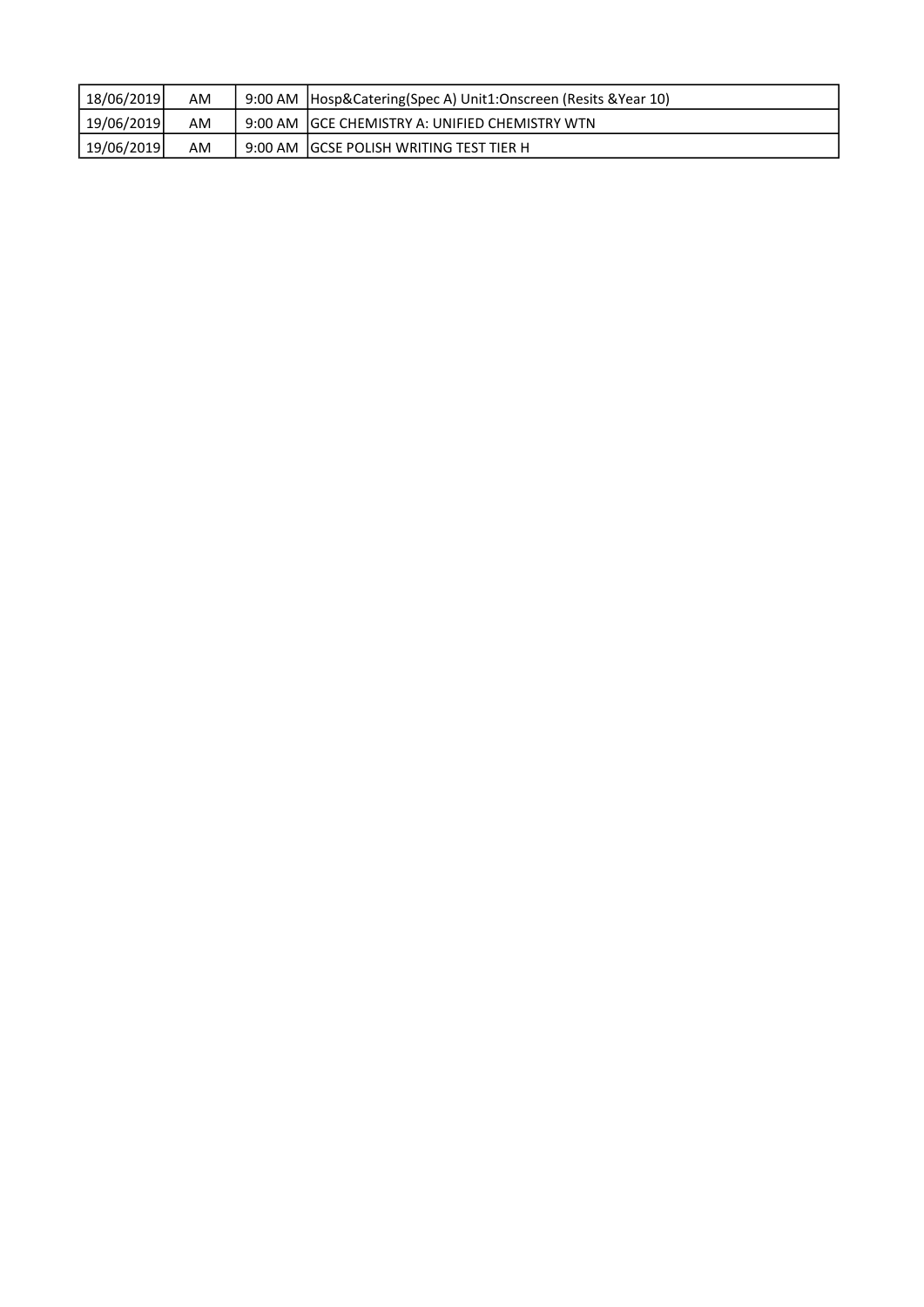| | | | |
|---|---|---|---|
| 18/06/2019 | AM | 9:00 AM | Hosp&Catering(Spec A) Unit1:Onscreen (Resits &Year 10) |
| 19/06/2019 | AM | 9:00 AM | GCE CHEMISTRY A: UNIFIED CHEMISTRY WTN |
| 19/06/2019 | AM | 9:00 AM | GCSE POLISH WRITING TEST TIER H |